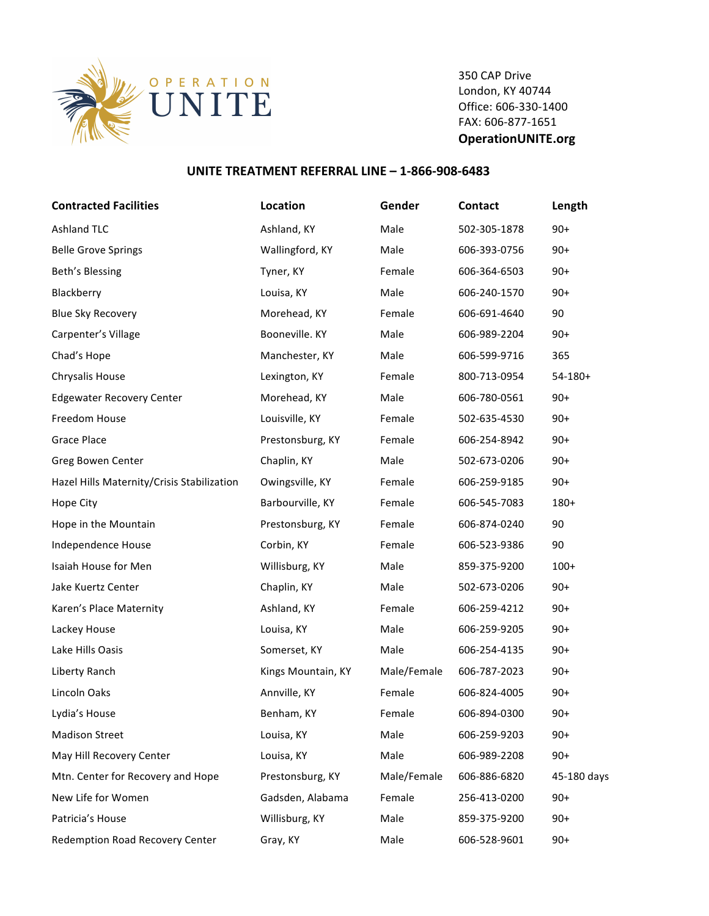OPERATION UNITE

350 CAP Drive
London, KY 40744
Office: 606-330-1400
FAX: 606-877-1651
**OperationUNITE.org**

## UNITE TREATMENT REFERRAL LINE – 1-866-908-6483

| Contracted Facilities | Location | Gender | Contact | Length |
|---|---|---|---|---|
| Ashland TLC | Ashland, KY | Male | 502-305-1878 | 90+ |
| Belle Grove Springs | Wallingford, KY | Male | 606-393-0756 | 90+ |
| Beth's Blessing | Tyner, KY | Female | 606-364-6503 | 90+ |
| Blackberry | Louisa, KY | Male | 606-240-1570 | 90+ |
| Blue Sky Recovery | Morehead, KY | Female | 606-691-4640 | 90 |
| Carpenter's Village | Booneville. KY | Male | 606-989-2204 | 90+ |
| Chad's Hope | Manchester, KY | Male | 606-599-9716 | 365 |
| Chrysalis House | Lexington, KY | Female | 800-713-0954 | 54-180+ |
| Edgewater Recovery Center | Morehead, KY | Male | 606-780-0561 | 90+ |
| Freedom House | Louisville, KY | Female | 502-635-4530 | 90+ |
| Grace Place | Prestonsburg, KY | Female | 606-254-8942 | 90+ |
| Greg Bowen Center | Chaplin, KY | Male | 502-673-0206 | 90+ |
| Hazel Hills Maternity/Crisis Stabilization | Owingsville, KY | Female | 606-259-9185 | 90+ |
| Hope City | Barbourville, KY | Female | 606-545-7083 | 180+ |
| Hope in the Mountain | Prestonsburg, KY | Female | 606-874-0240 | 90 |
| Independence House | Corbin, KY | Female | 606-523-9386 | 90 |
| Isaiah House for Men | Willisburg, KY | Male | 859-375-9200 | 100+ |
| Jake Kuertz Center | Chaplin, KY | Male | 502-673-0206 | 90+ |
| Karen's Place Maternity | Ashland, KY | Female | 606-259-4212 | 90+ |
| Lackey House | Louisa, KY | Male | 606-259-9205 | 90+ |
| Lake Hills Oasis | Somerset, KY | Male | 606-254-4135 | 90+ |
| Liberty Ranch | Kings Mountain, KY | Male/Female | 606-787-2023 | 90+ |
| Lincoln Oaks | Annville, KY | Female | 606-824-4005 | 90+ |
| Lydia's House | Benham, KY | Female | 606-894-0300 | 90+ |
| Madison Street | Louisa, KY | Male | 606-259-9203 | 90+ |
| May Hill Recovery Center | Louisa, KY | Male | 606-989-2208 | 90+ |
| Mtn. Center for Recovery and Hope | Prestonsburg, KY | Male/Female | 606-886-6820 | 45-180 days |
| New Life for Women | Gadsden, Alabama | Female | 256-413-0200 | 90+ |
| Patricia's House | Willisburg, KY | Male | 859-375-9200 | 90+ |
| Redemption Road Recovery Center | Gray, KY | Male | 606-528-9601 | 90+ |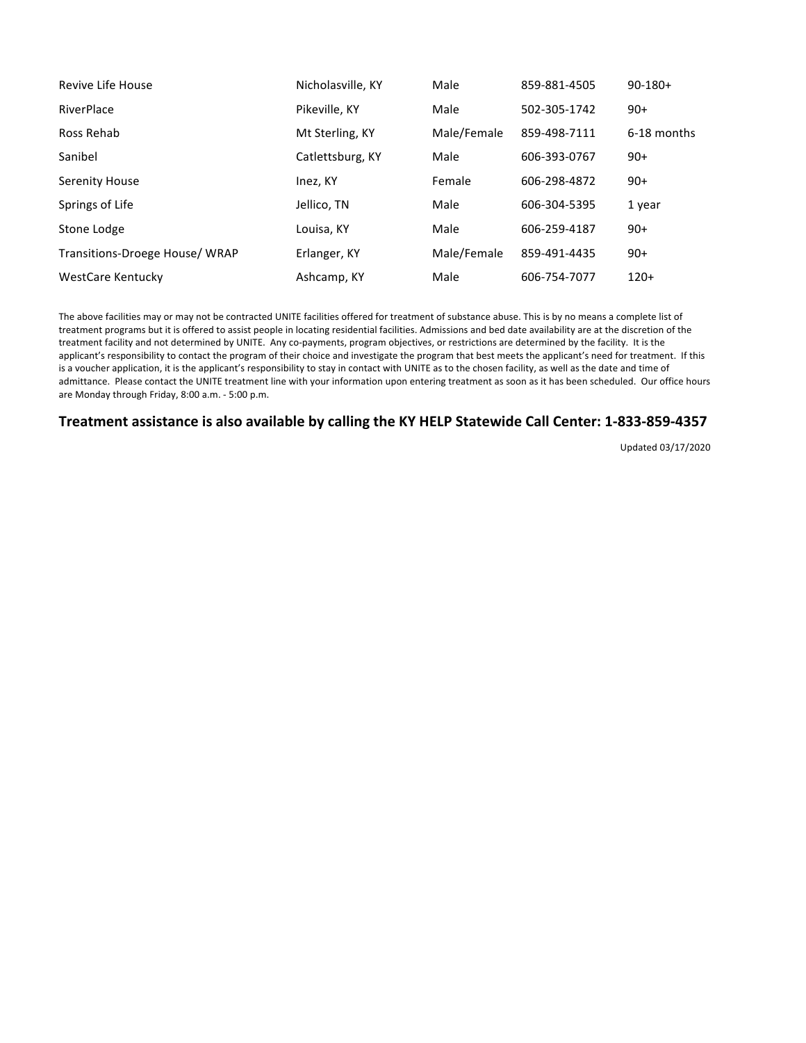| | | | | |
|---|---|---|---|---|
| Revive Life House | Nicholasville, KY | Male | 859-881-4505 | 90-180+ |
| RiverPlace | Pikeville, KY | Male | 502-305-1742 | 90+ |
| Ross Rehab | Mt Sterling, KY | Male/Female | 859-498-7111 | 6-18 months |
| Sanibel | Catlettsburg, KY | Male | 606-393-0767 | 90+ |
| Serenity House | Inez, KY | Female | 606-298-4872 | 90+ |
| Springs of Life | Jellico, TN | Male | 606-304-5395 | 1 year |
| Stone Lodge | Louisa, KY | Male | 606-259-4187 | 90+ |
| Transitions-Droege House/ WRAP | Erlanger, KY | Male/Female | 859-491-4435 | 90+ |
| WestCare Kentucky | Ashcamp, KY | Male | 606-754-7077 | 120+ |

The above facilities may or may not be contracted UNITE facilities offered for treatment of substance abuse. This is by no means a complete list of treatment programs but it is offered to assist people in locating residential facilities. Admissions and bed date availability are at the discretion of the treatment facility and not determined by UNITE. Any co-payments, program objectives, or restrictions are determined by the facility. It is the applicant's responsibility to contact the program of their choice and investigate the program that best meets the applicant's need for treatment. If this is a voucher application, it is the applicant's responsibility to stay in contact with UNITE as to the chosen facility, as well as the date and time of admittance. Please contact the UNITE treatment line with your information upon entering treatment as soon as it has been scheduled. Our office hours are Monday through Friday, 8:00 a.m. - 5:00 p.m.

**Treatment assistance is also available by calling the KY HELP Statewide Call Center: 1-833-859-4357**

Updated 03/17/2020